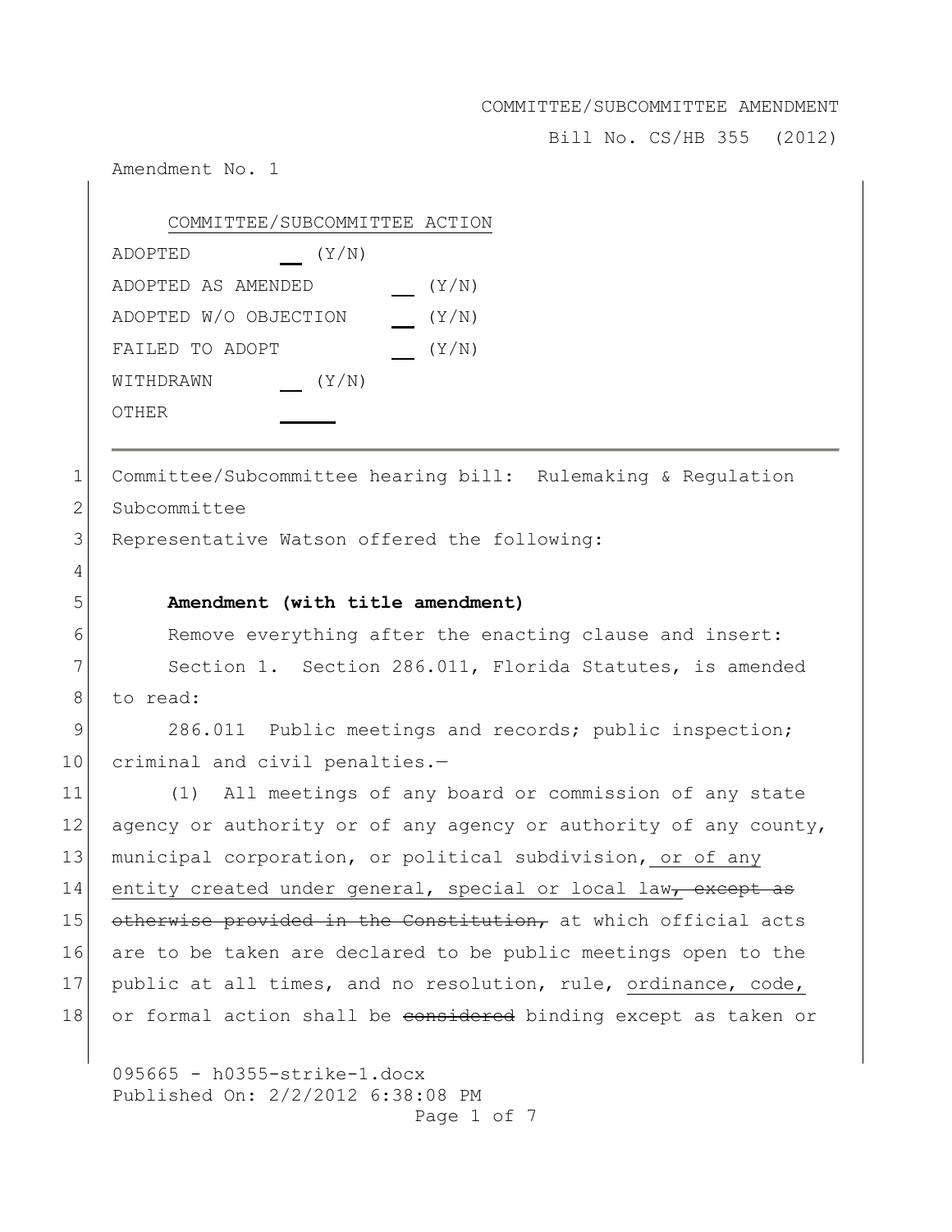COMMITTEE/SUBCOMMITTEE AMENDMENT

Bill No. CS/HB 355 (2012)

Amendment No. 1

<u>COMMITTEE/SUBCOMMITTEE ACTION</u>

ADOPTED ___ (Y/N)

ADOPTED AS AMENDED ___ (Y/N)

ADOPTED W/O OBJECTION ___ (Y/N)

FAILED TO ADOPT ___ (Y/N)

WITHDRAWN ___ (Y/N)

OTHER ______

---

1 Committee/Subcommittee hearing bill: Rulemaking & Regulation
2 Subcommittee
3 Representative Watson offered the following:
4
5 **Amendment (with title amendment)**
6 Remove everything after the enacting clause and insert:
7 Section 1. Section 286.011, Florida Statutes, is amended
8 to read:
9 286.011 Public meetings and records; public inspection;
10 criminal and civil penalties.—
11 (1) All meetings of any board or commission of any state
12 agency or authority or of any agency or authority of any county,
13 municipal corporation, or political subdivision<u>, or of any</u>
14 <u>entity created under general, special or local law</u>~~, except as~~
15 ~~otherwise provided in the Constitution,~~ at which official acts
16 are to be taken are declared to be public meetings open to the
17 public at all times, and no resolution, rule, <u>ordinance, code,</u>
18 or formal action shall be ~~considered~~ binding except as taken or

095665 - h0355-strike-1.docx
Published On: 2/2/2012 6:38:08 PM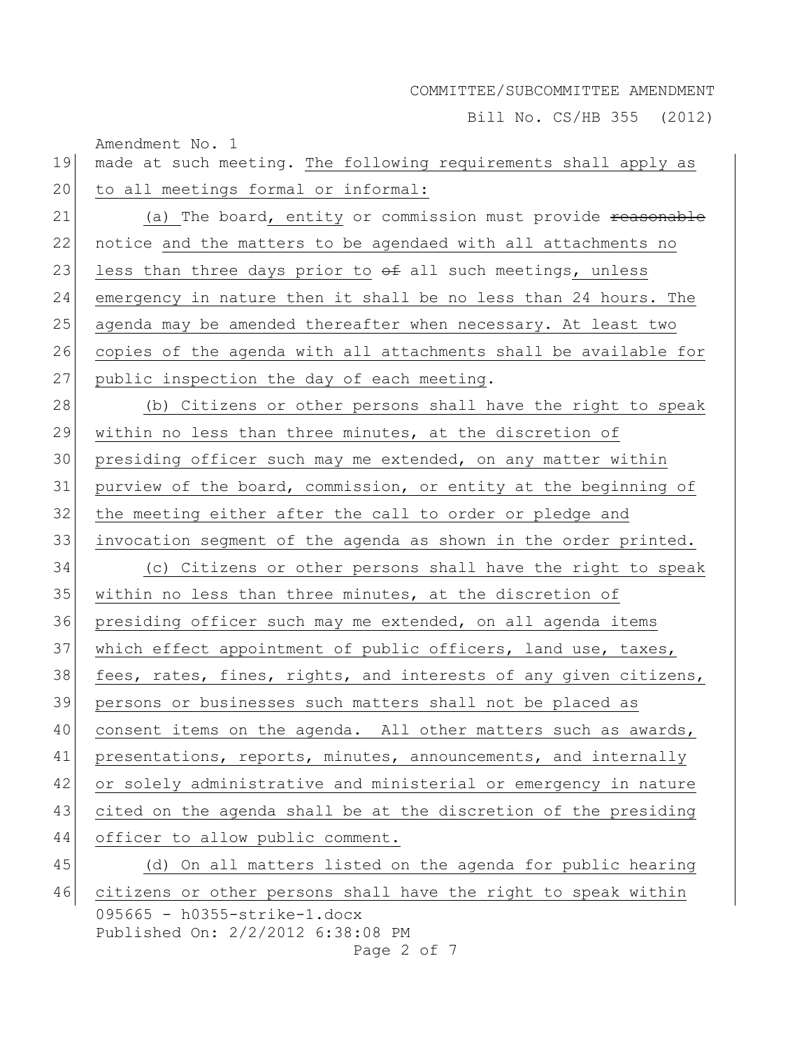made at such meeting. The following requirements shall apply as to all meetings formal or informal:

(a) The board, entity or commission must provide ~~reasonable~~ notice and the matters to be agendaed with all attachments no less than three days prior to ~~of~~ all such meetings, unless emergency in nature then it shall be no less than 24 hours. The agenda may be amended thereafter when necessary. At least two copies of the agenda with all attachments shall be available for public inspection the day of each meeting.

(b) Citizens or other persons shall have the right to speak within no less than three minutes, at the discretion of presiding officer such may me extended, on any matter within purview of the board, commission, or entity at the beginning of the meeting either after the call to order or pledge and invocation segment of the agenda as shown in the order printed.

(c) Citizens or other persons shall have the right to speak within no less than three minutes, at the discretion of presiding officer such may me extended, on all agenda items which effect appointment of public officers, land use, taxes, fees, rates, fines, rights, and interests of any given citizens, persons or businesses such matters shall not be placed as consent items on the agenda. All other matters such as awards, presentations, reports, minutes, announcements, and internally or solely administrative and ministerial or emergency in nature cited on the agenda shall be at the discretion of the presiding officer to allow public comment.

(d) On all matters listed on the agenda for public hearing citizens or other persons shall have the right to speak within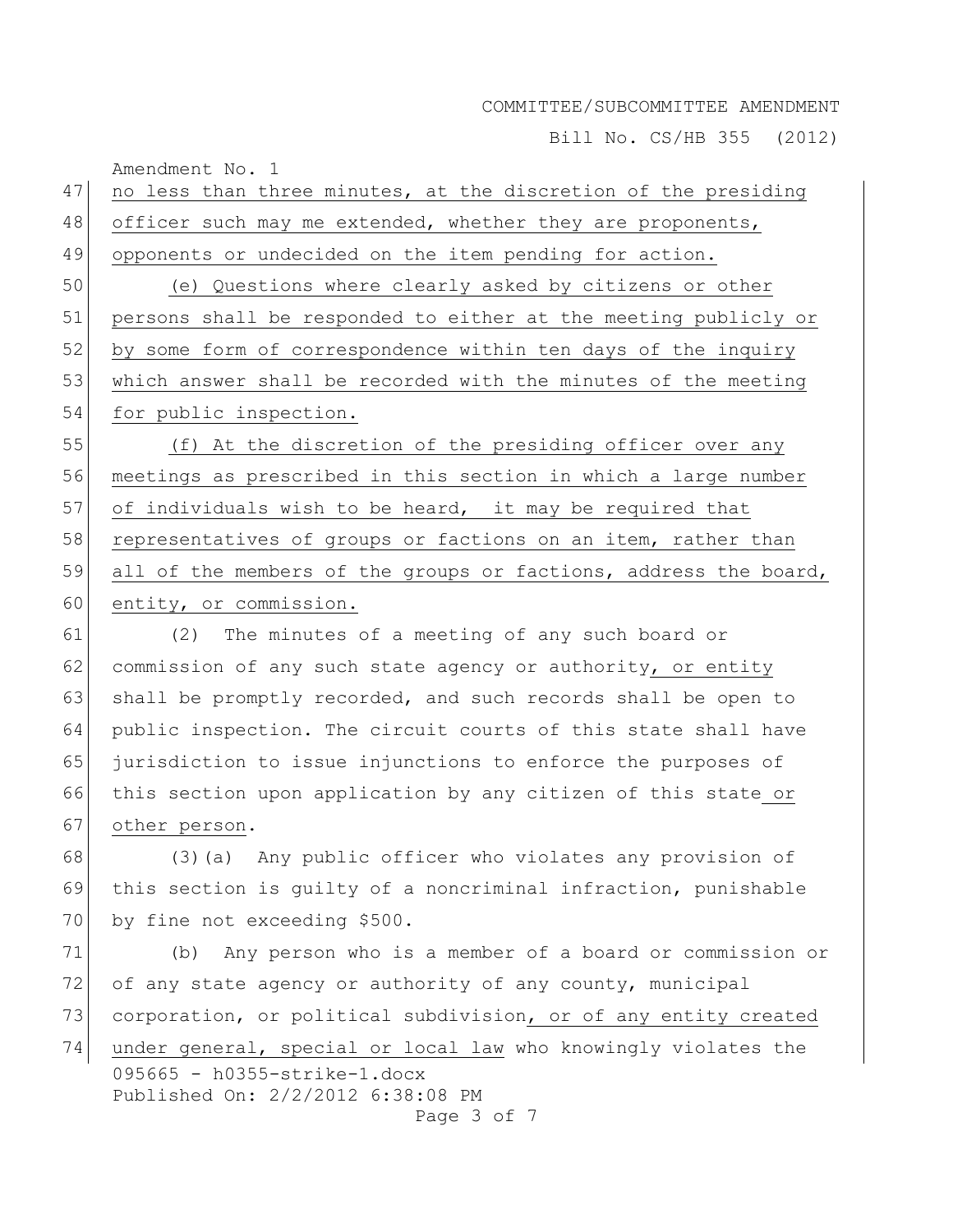no less than three minutes, at the discretion of the presiding officer such may me extended, whether they are proponents, opponents or undecided on the item pending for action.

(e) Questions where clearly asked by citizens or other persons shall be responded to either at the meeting publicly or by some form of correspondence within ten days of the inquiry which answer shall be recorded with the minutes of the meeting for public inspection.

(f) At the discretion of the presiding officer over any meetings as prescribed in this section in which a large number of individuals wish to be heard, it may be required that representatives of groups or factions on an item, rather than all of the members of the groups or factions, address the board, entity, or commission.

(2) The minutes of a meeting of any such board or commission of any such state agency or authority, or entity shall be promptly recorded, and such records shall be open to public inspection. The circuit courts of this state shall have jurisdiction to issue injunctions to enforce the purposes of this section upon application by any citizen of this state or other person.

(3)(a) Any public officer who violates any provision of this section is guilty of a noncriminal infraction, punishable by fine not exceeding $500.

(b) Any person who is a member of a board or commission or of any state agency or authority of any county, municipal corporation, or political subdivision, or of any entity created under general, special or local law who knowingly violates the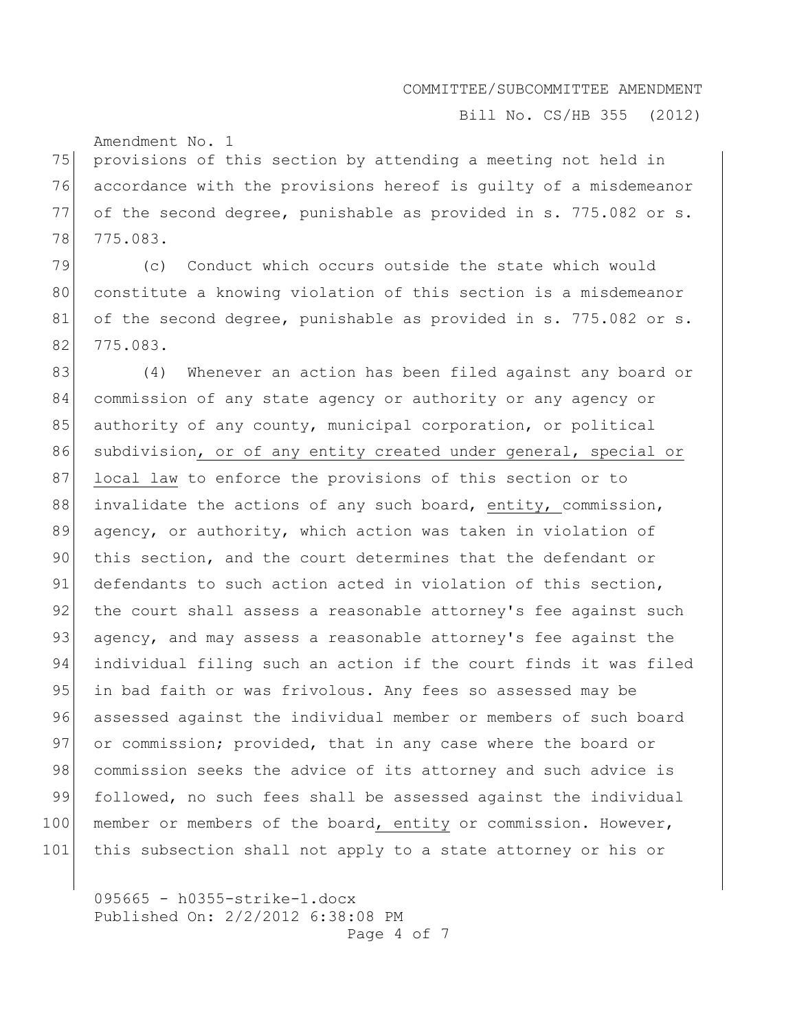provisions of this section by attending a meeting not held in accordance with the provisions hereof is guilty of a misdemeanor of the second degree, punishable as provided in s. 775.082 or s. 775.083.

(c) Conduct which occurs outside the state which would constitute a knowing violation of this section is a misdemeanor of the second degree, punishable as provided in s. 775.082 or s. 775.083.

(4) Whenever an action has been filed against any board or commission of any state agency or authority or any agency or authority of any county, municipal corporation, or political subdivision<u>, or of any entity created under general, special or local law</u> to enforce the provisions of this section or to invalidate the actions of any such board, <u>entity,</u> commission, agency, or authority, which action was taken in violation of this section, and the court determines that the defendant or defendants to such action acted in violation of this section, the court shall assess a reasonable attorney's fee against such agency, and may assess a reasonable attorney's fee against the individual filing such an action if the court finds it was filed in bad faith or was frivolous. Any fees so assessed may be assessed against the individual member or members of such board or commission; provided, that in any case where the board or commission seeks the advice of its attorney and such advice is followed, no such fees shall be assessed against the individual member or members of the board<u>, entity</u> or commission. However, this subsection shall not apply to a state attorney or his or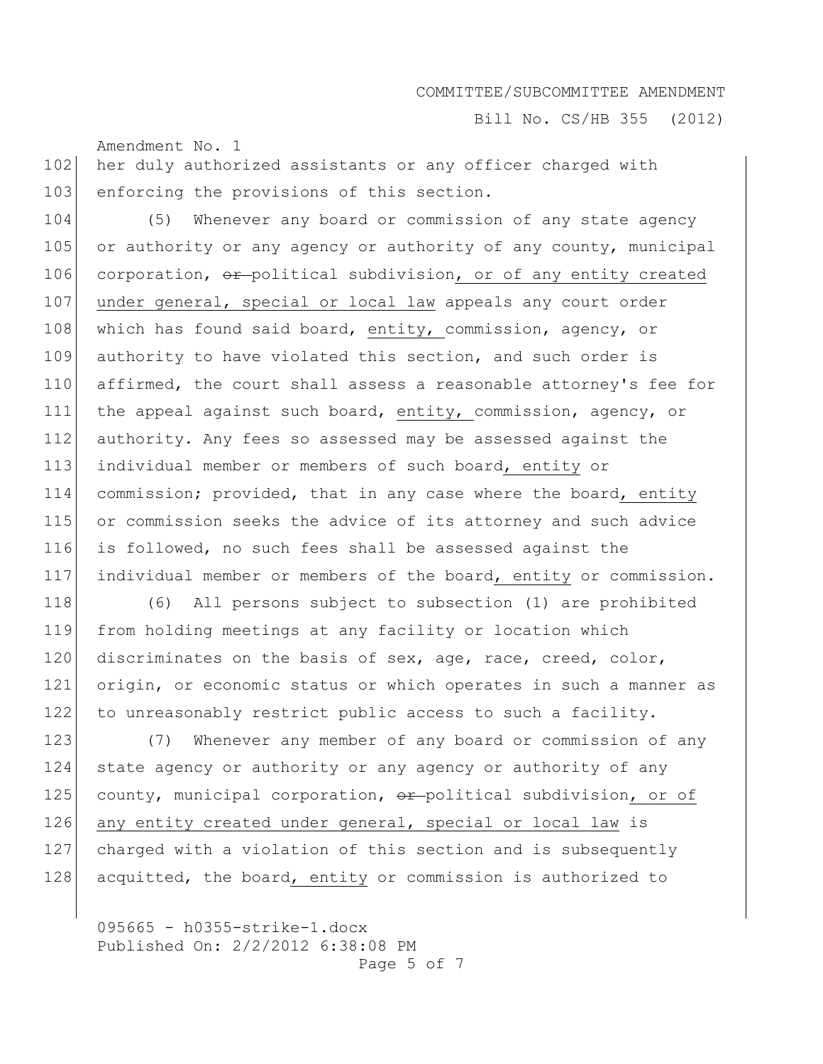her duly authorized assistants or any officer charged with enforcing the provisions of this section.

(5) Whenever any board or commission of any state agency or authority or any agency or authority of any county, municipal corporation, ~~or~~ political subdivision, <u>or of any entity created under general, special or local law</u> appeals any court order which has found said board, <u>entity,</u> commission, agency, or authority to have violated this section, and such order is affirmed, the court shall assess a reasonable attorney's fee for the appeal against such board, <u>entity,</u> commission, agency, or authority. Any fees so assessed may be assessed against the individual member or members of such board<u>, entity</u> or commission; provided, that in any case where the board<u>, entity</u> or commission seeks the advice of its attorney and such advice is followed, no such fees shall be assessed against the individual member or members of the board<u>, entity</u> or commission.

(6) All persons subject to subsection (1) are prohibited from holding meetings at any facility or location which discriminates on the basis of sex, age, race, creed, color, origin, or economic status or which operates in such a manner as to unreasonably restrict public access to such a facility.

(7) Whenever any member of any board or commission of any state agency or authority or any agency or authority of any county, municipal corporation, ~~or~~ political subdivision<u>, or of any entity created under general, special or local law</u> is charged with a violation of this section and is subsequently acquitted, the board<u>, entity</u> or commission is authorized to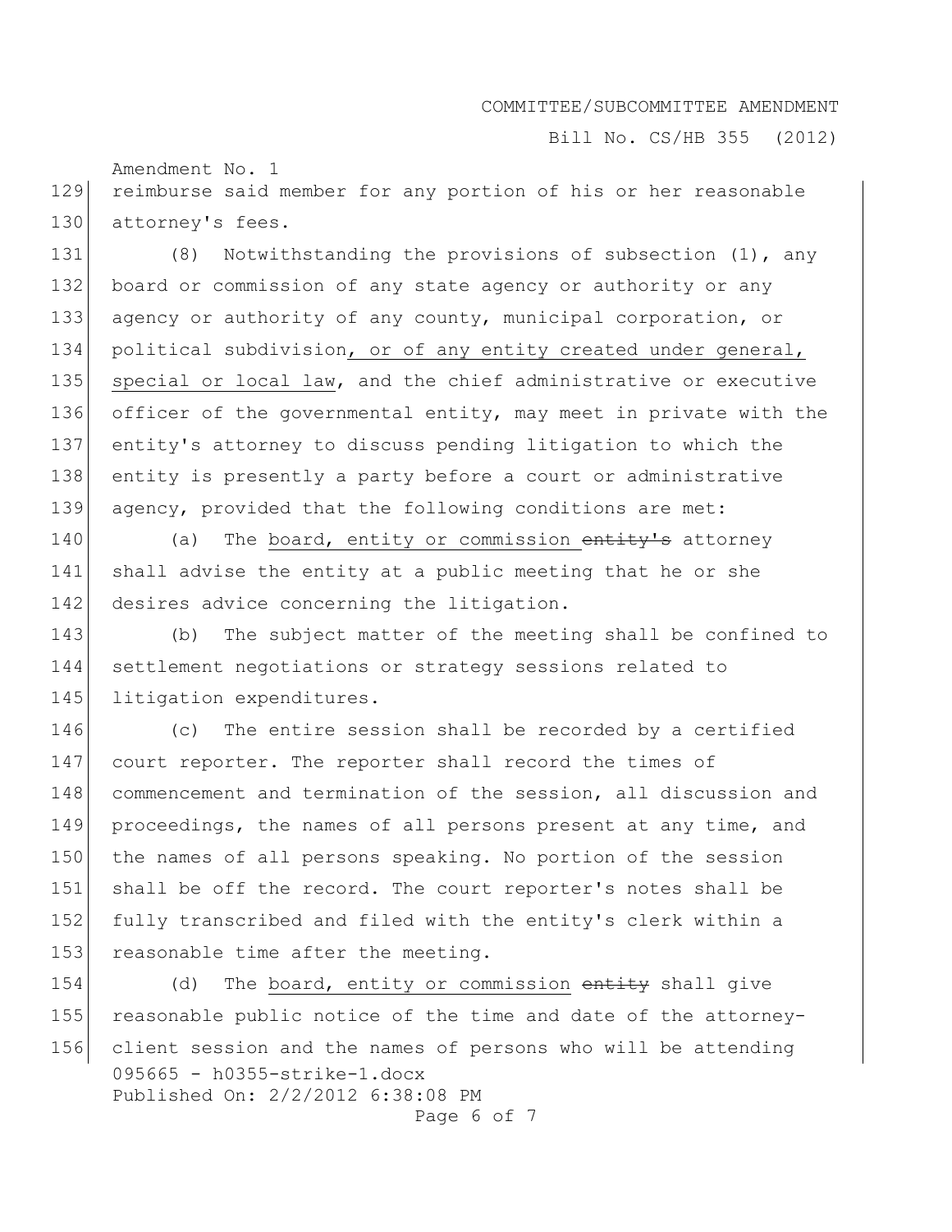reimburse said member for any portion of his or her reasonable attorney's fees.

(8) Notwithstanding the provisions of subsection (1), any board or commission of any state agency or authority or any agency or authority of any county, municipal corporation, or political subdivision, or of any entity created under general, special or local law, and the chief administrative or executive officer of the governmental entity, may meet in private with the entity's attorney to discuss pending litigation to which the entity is presently a party before a court or administrative agency, provided that the following conditions are met:

(a) The board, entity or commission ~~entity's~~ attorney shall advise the entity at a public meeting that he or she desires advice concerning the litigation.

(b) The subject matter of the meeting shall be confined to settlement negotiations or strategy sessions related to litigation expenditures.

(c) The entire session shall be recorded by a certified court reporter. The reporter shall record the times of commencement and termination of the session, all discussion and proceedings, the names of all persons present at any time, and the names of all persons speaking. No portion of the session shall be off the record. The court reporter's notes shall be fully transcribed and filed with the entity's clerk within a reasonable time after the meeting.

(d) The board, entity or commission ~~entity~~ shall give reasonable public notice of the time and date of the attorney-client session and the names of persons who will be attending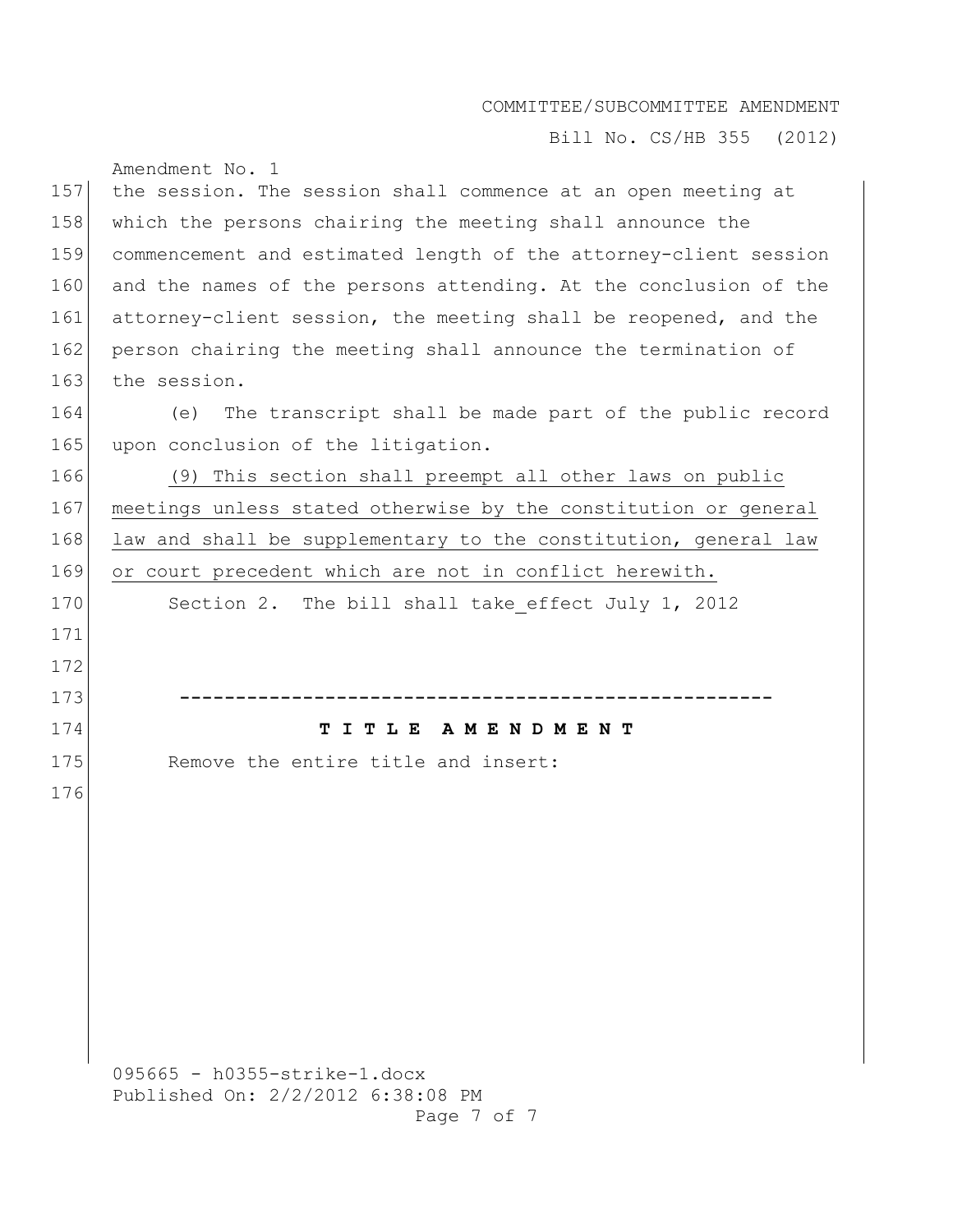the session. The session shall commence at an open meeting at which the persons chairing the meeting shall announce the commencement and estimated length of the attorney-client session and the names of the persons attending. At the conclusion of the attorney-client session, the meeting shall be reopened, and the person chairing the meeting shall announce the termination of the session.

(e) The transcript shall be made part of the public record upon conclusion of the litigation.

<u>(9) This section shall preempt all other laws on public meetings unless stated otherwise by the constitution or general law and shall be supplementary to the constitution, general law or court precedent which are not in conflict herewith.</u>

Section 2. The bill shall take_effect July 1, 2012

-----------------------------------------------------

**T I T L E A M E N D M E N T**

Remove the entire title and insert: